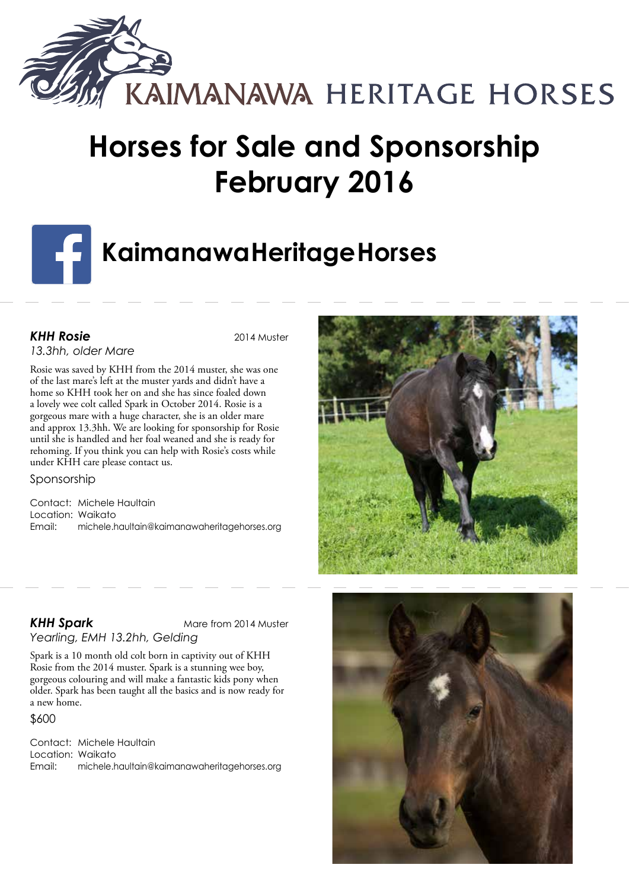KAIMANAWA HERITAGE HORSES

# Horses for Sale and Sponsorship February 2016

## KaimanawaHeritageHorses

### *KHH Rosie*

2014 Muster

*13.3hh, older Mare*

Rosie was saved by KHH from the 2014 muster, she was one of the last mare's left at the muster yards and didn't have a home so KHH took her on and she has since foaled down a lovely wee colt called Spark in October 2014. Rosie is a gorgeous mare with a huge character, she is an older mare and approx 13.3hh. We are looking for sponsorship for Rosie until she is handled and her foal weaned and she is ready for rehoming. If you think you can help with Rosie's costs while under KHH care please contact us.

Sponsorship

Contact: Michele Haultain
Location: Waikato
Email: michele.haultain@kaimanawaheritagehorses.org

### *KHH Spark*

Mare from 2014 Muster

*Yearling, EMH 13.2hh, Gelding*

Spark is a 10 month old colt born in captivity out of KHH Rosie from the 2014 muster. Spark is a stunning wee boy, gorgeous colouring and will make a fantastic kids pony when older. Spark has been taught all the basics and is now ready for a new home.

$600

Contact: Michele Haultain
Location: Waikato
Email: michele.haultain@kaimanawaheritagehorses.org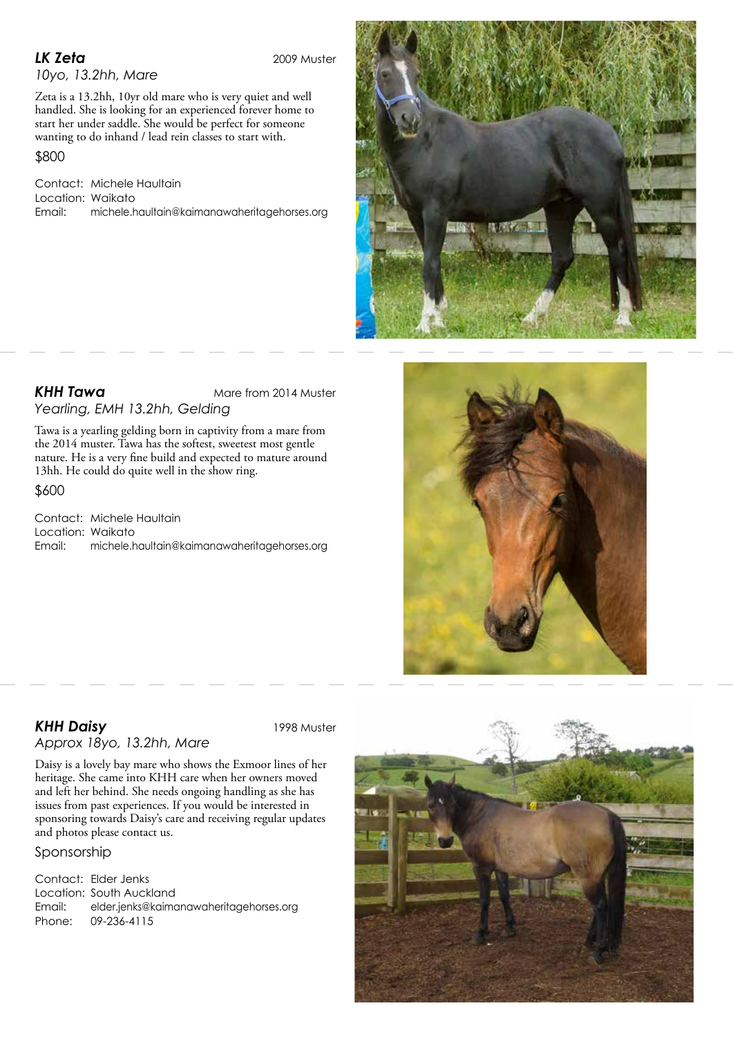### *LK Zeta*

2009 Muster

*10yo, 13.2hh, Mare*

Zeta is a 13.2hh, 10yr old mare who is very quiet and well handled. She is looking for an experienced forever home to start her under saddle. She would be perfect for someone wanting to do inhand / lead rein classes to start with.

$800

Contact: Michele Haultain
Location: Waikato
Email: michele.haultain@kaimanawaheritagehorses.org

---

### *KHH Tawa*

Mare from 2014 Muster

*Yearling, EMH 13.2hh, Gelding*

Tawa is a yearling gelding born in captivity from a mare from the 2014 muster. Tawa has the softest, sweetest most gentle nature. He is a very fine build and expected to mature around 13hh. He could do quite well in the show ring.

$600

Contact: Michele Haultain
Location: Waikato
Email: michele.haultain@kaimanawaheritagehorses.org

---

### *KHH Daisy*

1998 Muster

*Approx 18yo, 13.2hh, Mare*

Daisy is a lovely bay mare who shows the Exmoor lines of her heritage. She came into KHH care when her owners moved and left her behind. She needs ongoing handling as she has issues from past experiences. If you would be interested in sponsoring towards Daisy's care and receiving regular updates and photos please contact us.

Sponsorship

Contact: Elder Jenks
Location: South Auckland
Email: elder.jenks@kaimanawaheritagehorses.org
Phone: 09-236-4115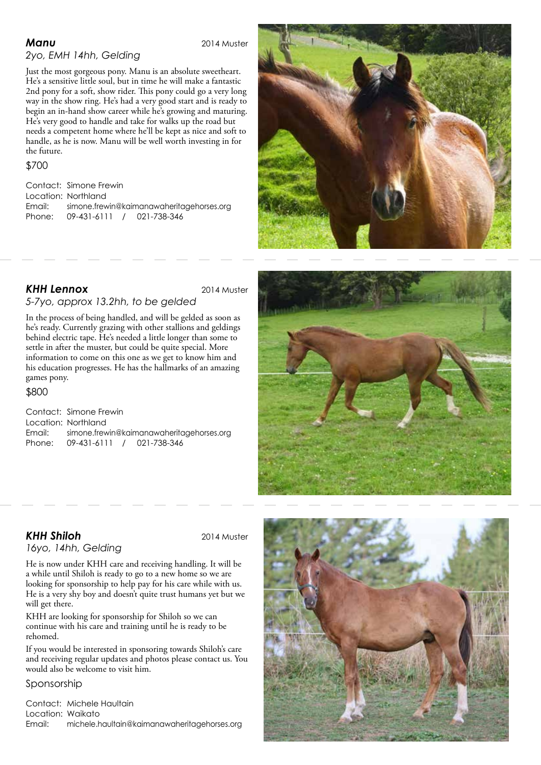### ***Manu***

2014 Muster

*2yo, EMH 14hh, Gelding*

Just the most gorgeous pony. Manu is an absolute sweetheart. He's a sensitive little soul, but in time he will make a fantastic 2nd pony for a soft, show rider. This pony could go a very long way in the show ring. He's had a very good start and is ready to begin an in-hand show career while he's growing and maturing. He's very good to handle and take for walks up the road but needs a competent home where he'll be kept as nice and soft to handle, as he is now. Manu will be well worth investing in for the future.

$700

Contact: Simone Frewin
Location: Northland
Email: simone.frewin@kaimanawaheritagehorses.org
Phone: 09-431-6111 / 021-738-346

---

### ***KHH Lennox***

2014 Muster

*5-7yo, approx 13.2hh, to be gelded*

In the process of being handled, and will be gelded as soon as he's ready. Currently grazing with other stallions and geldings behind electric tape. He's needed a little longer than some to settle in after the muster, but could be quite special. More information to come on this one as we get to know him and his education progresses. He has the hallmarks of an amazing games pony.

$800

Contact: Simone Frewin
Location: Northland
Email: simone.frewin@kaimanawaheritagehorses.org
Phone: 09-431-6111 / 021-738-346

---

### ***KHH Shiloh***

2014 Muster

*16yo, 14hh, Gelding*

He is now under KHH care and receiving handling. It will be a while until Shiloh is ready to go to a new home so we are looking for sponsorship to help pay for his care while with us. He is a very shy boy and doesn't quite trust humans yet but we will get there.

KHH are looking for sponsorship for Shiloh so we can continue with his care and training until he is ready to be rehomed.

If you would be interested in sponsoring towards Shiloh's care and receiving regular updates and photos please contact us. You would also be welcome to visit him.

Sponsorship

Contact: Michele Haultain
Location: Waikato
Email: michele.haultain@kaimanawaheritagehorses.org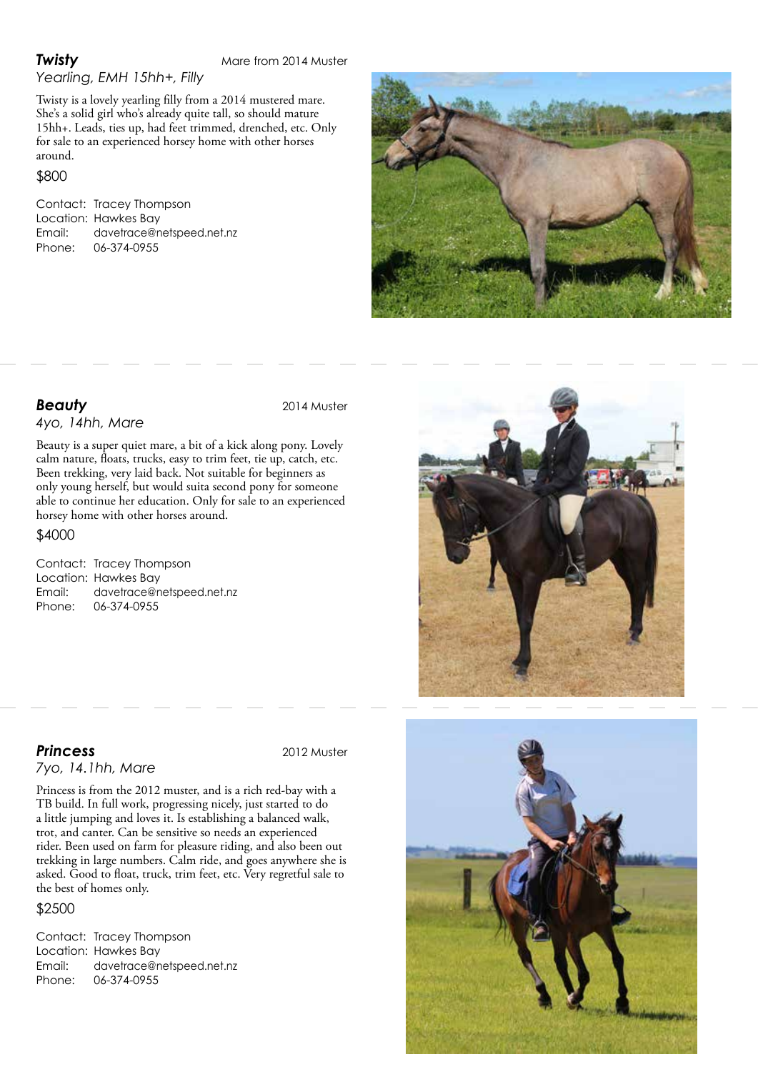## Twisty

Mare from 2014 Muster

*Yearling, EMH 15hh+, Filly*

Twisty is a lovely yearling filly from a 2014 mustered mare. She's a solid girl who's already quite tall, so should mature 15hh+. Leads, ties up, had feet trimmed, drenched, etc. Only for sale to an experienced horsey home with other horses around.

$800

Contact: Tracey Thompson
Location: Hawkes Bay
Email: davetrace@netspeed.net.nz
Phone: 06-374-0955

## Beauty

2014 Muster

*4yo, 14hh, Mare*

Beauty is a super quiet mare, a bit of a kick along pony. Lovely calm nature, floats, trucks, easy to trim feet, tie up, catch, etc. Been trekking, very laid back. Not suitable for beginners as only young herself, but would suita second pony for someone able to continue her education. Only for sale to an experienced horsey home with other horses around.

$4000

Contact: Tracey Thompson
Location: Hawkes Bay
Email: davetrace@netspeed.net.nz
Phone: 06-374-0955

## Princess

2012 Muster

*7yo, 14.1hh, Mare*

Princess is from the 2012 muster, and is a rich red-bay with a TB build. In full work, progressing nicely, just started to do a little jumping and loves it. Is establishing a balanced walk, trot, and canter. Can be sensitive so needs an experienced rider. Been used on farm for pleasure riding, and also been out trekking in large numbers. Calm ride, and goes anywhere she is asked. Good to float, truck, trim feet, etc. Very regretful sale to the best of homes only.

$2500

Contact: Tracey Thompson
Location: Hawkes Bay
Email: davetrace@netspeed.net.nz
Phone: 06-374-0955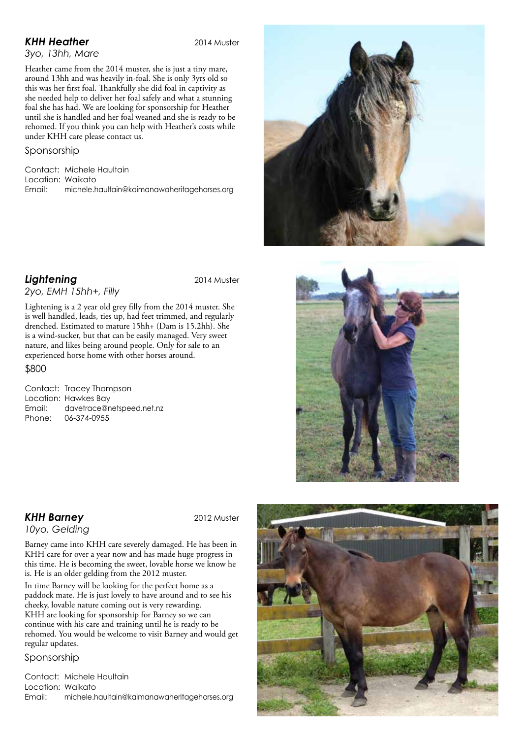### ***KHH Heather***

2014 Muster

*3yo, 13hh, Mare*

Heather came from the 2014 muster, she is just a tiny mare, around 13hh and was heavily in-foal. She is only 3yrs old so this was her first foal. Thankfully she did foal in captivity as she needed help to deliver her foal safely and what a stunning foal she has had. We are looking for sponsorship for Heather until she is handled and her foal weaned and she is ready to be rehomed. If you think you can help with Heather's costs while under KHH care please contact us.

Sponsorship

Contact: Michele Haultain
Location: Waikato
Email: michele.haultain@kaimanawaheritagehorses.org

---

### ***Lightening***

2014 Muster

*2yo, EMH 15hh+, Filly*

Lightening is a 2 year old grey filly from the 2014 muster. She is well handled, leads, ties up, had feet trimmed, and regularly drenched. Estimated to mature 15hh+ (Dam is 15.2hh). She is a wind-sucker, but that can be easily managed. Very sweet nature, and likes being around people. Only for sale to an experienced horse home with other horses around.

$800

Contact: Tracey Thompson
Location: Hawkes Bay
Email: davetrace@netspeed.net.nz
Phone: 06-374-0955

---

### ***KHH Barney***

2012 Muster

*10yo, Gelding*

Barney came into KHH care severely damaged. He has been in KHH care for over a year now and has made huge progress in this time. He is becoming the sweet, lovable horse we know he is. He is an older gelding from the 2012 muster.

In time Barney will be looking for the perfect home as a paddock mate. He is just lovely to have around and to see his cheeky, lovable nature coming out is very rewarding. KHH are looking for sponsorship for Barney so we can continue with his care and training until he is ready to be rehomed. You would be welcome to visit Barney and would get regular updates.

Sponsorship

Contact: Michele Haultain
Location: Waikato
Email: michele.haultain@kaimanawaheritagehorses.org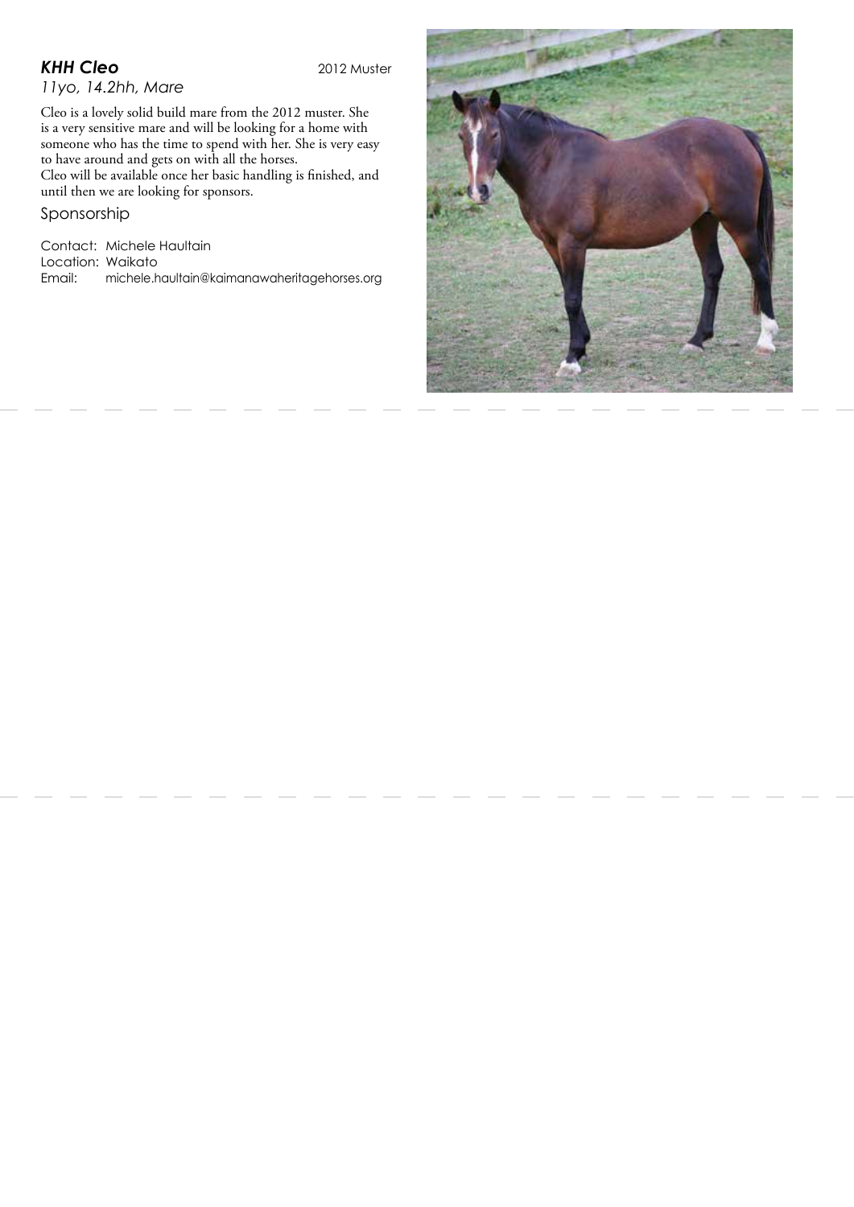### ***KHH Cleo***

2012 Muster

*11yo, 14.2hh, Mare*

Cleo is a lovely solid build mare from the 2012 muster. She is a very sensitive mare and will be looking for a home with someone who has the time to spend with her. She is very easy to have around and gets on with all the horses.
Cleo will be available once her basic handling is finished, and until then we are looking for sponsors.

Sponsorship

Contact: Michele Haultain
Location: Waikato
Email: michele.haultain@kaimanawaheritagehorses.org